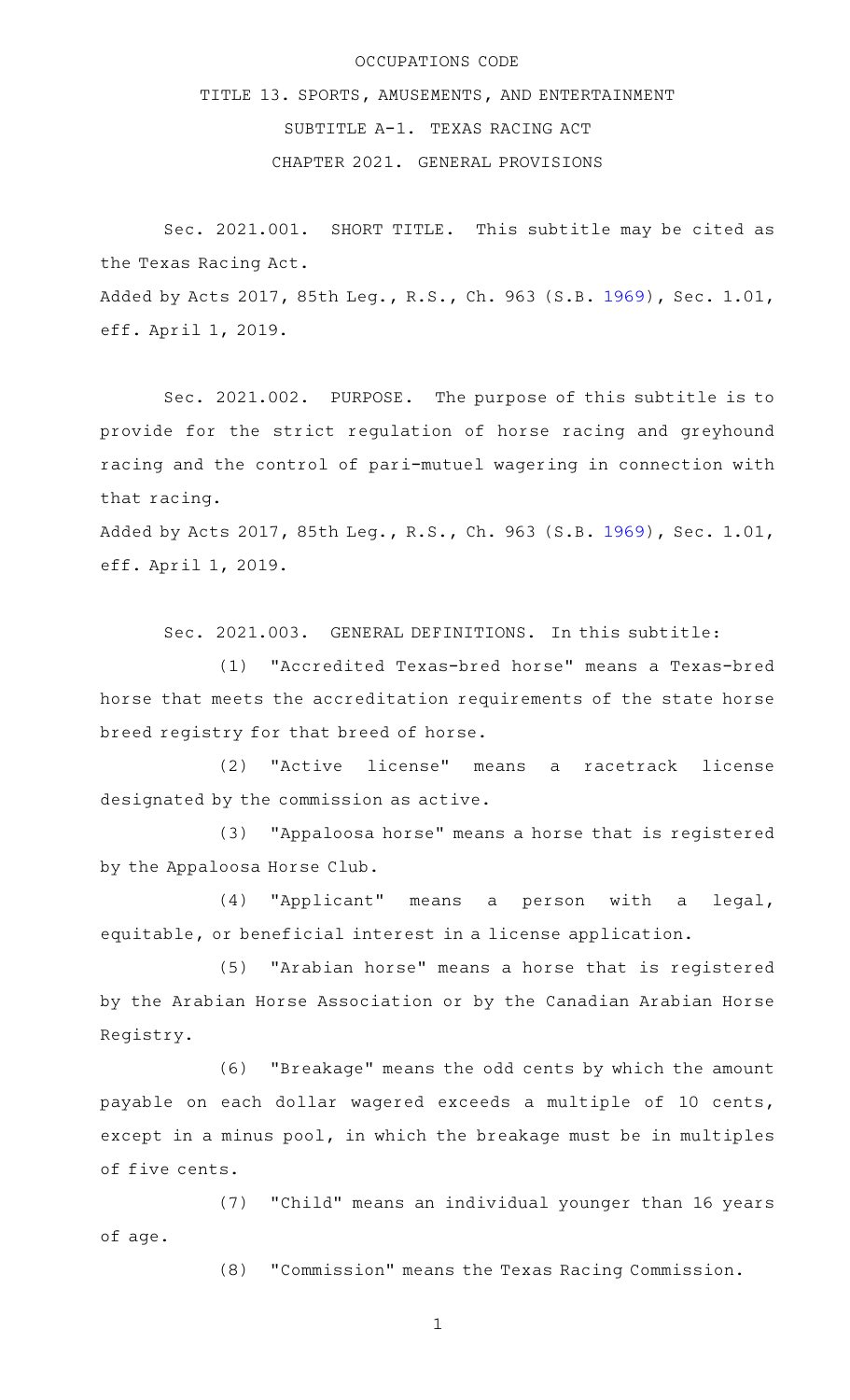OCCUPATIONS CODE

TITLE 13. SPORTS, AMUSEMENTS, AND ENTERTAINMENT

SUBTITLE A-1. TEXAS RACING ACT

CHAPTER 2021. GENERAL PROVISIONS

Sec. 2021.001. SHORT TITLE. This subtitle may be cited as the Texas Racing Act.

Added by Acts 2017, 85th Leg., R.S., Ch. 963 (S.B. 1969), Sec. 1.01, eff. April 1, 2019.

Sec. 2021.002. PURPOSE. The purpose of this subtitle is to provide for the strict regulation of horse racing and greyhound racing and the control of pari-mutuel wagering in connection with that racing.

Added by Acts 2017, 85th Leg., R.S., Ch. 963 (S.B. 1969), Sec. 1.01, eff. April 1, 2019.

Sec. 2021.003. GENERAL DEFINITIONS. In this subtitle:

(1) "Accredited Texas-bred horse" means a Texas-bred horse that meets the accreditation requirements of the state horse breed registry for that breed of horse.

(2) "Active license" means a racetrack license designated by the commission as active.

(3) "Appaloosa horse" means a horse that is registered by the Appaloosa Horse Club.

(4) "Applicant" means a person with a legal, equitable, or beneficial interest in a license application.

(5) "Arabian horse" means a horse that is registered by the Arabian Horse Association or by the Canadian Arabian Horse Registry.

(6) "Breakage" means the odd cents by which the amount payable on each dollar wagered exceeds a multiple of 10 cents, except in a minus pool, in which the breakage must be in multiples of five cents.

(7) "Child" means an individual younger than 16 years of age.

(8) "Commission" means the Texas Racing Commission.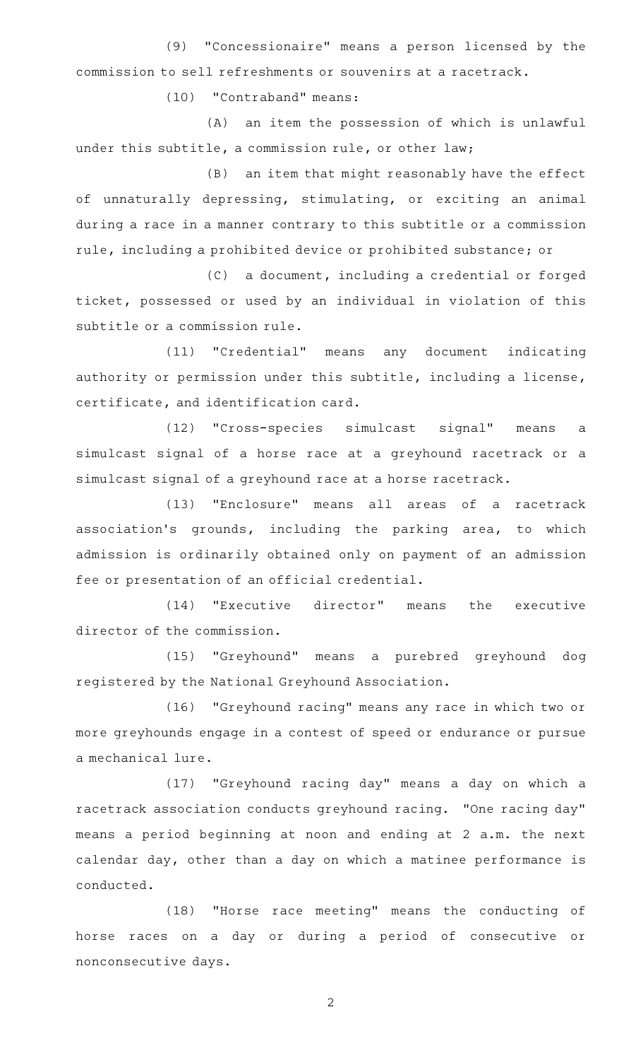(9) "Concessionaire" means a person licensed by the commission to sell refreshments or souvenirs at a racetrack.

(10) "Contraband" means:

(A) an item the possession of which is unlawful under this subtitle, a commission rule, or other law;

(B) an item that might reasonably have the effect of unnaturally depressing, stimulating, or exciting an animal during a race in a manner contrary to this subtitle or a commission rule, including a prohibited device or prohibited substance; or

(C) a document, including a credential or forged ticket, possessed or used by an individual in violation of this subtitle or a commission rule.

(11) "Credential" means any document indicating authority or permission under this subtitle, including a license, certificate, and identification card.

(12) "Cross-species simulcast signal" means a simulcast signal of a horse race at a greyhound racetrack or a simulcast signal of a greyhound race at a horse racetrack.

(13) "Enclosure" means all areas of a racetrack association's grounds, including the parking area, to which admission is ordinarily obtained only on payment of an admission fee or presentation of an official credential.

(14) "Executive director" means the executive director of the commission.

(15) "Greyhound" means a purebred greyhound dog registered by the National Greyhound Association.

(16) "Greyhound racing" means any race in which two or more greyhounds engage in a contest of speed or endurance or pursue a mechanical lure.

(17) "Greyhound racing day" means a day on which a racetrack association conducts greyhound racing. "One racing day" means a period beginning at noon and ending at 2 a.m. the next calendar day, other than a day on which a matinee performance is conducted.

(18) "Horse race meeting" means the conducting of horse races on a day or during a period of consecutive or nonconsecutive days.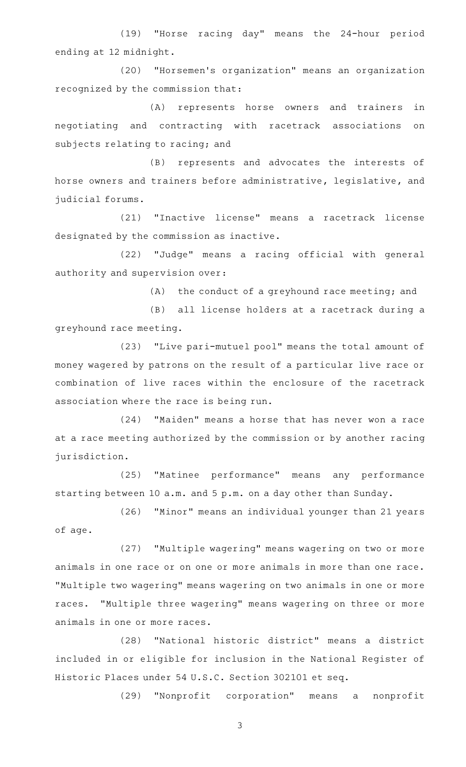(19) "Horse racing day" means the 24-hour period ending at 12 midnight.

(20) "Horsemen's organization" means an organization recognized by the commission that:

(A) represents horse owners and trainers in negotiating and contracting with racetrack associations on subjects relating to racing; and

(B) represents and advocates the interests of horse owners and trainers before administrative, legislative, and judicial forums.

(21) "Inactive license" means a racetrack license designated by the commission as inactive.

(22) "Judge" means a racing official with general authority and supervision over:

(A) the conduct of a greyhound race meeting; and

(B) all license holders at a racetrack during a greyhound race meeting.

(23) "Live pari-mutuel pool" means the total amount of money wagered by patrons on the result of a particular live race or combination of live races within the enclosure of the racetrack association where the race is being run.

(24) "Maiden" means a horse that has never won a race at a race meeting authorized by the commission or by another racing jurisdiction.

(25) "Matinee performance" means any performance starting between 10 a.m. and 5 p.m. on a day other than Sunday.

(26) "Minor" means an individual younger than 21 years of age.

(27) "Multiple wagering" means wagering on two or more animals in one race or on one or more animals in more than one race. "Multiple two wagering" means wagering on two animals in one or more races. "Multiple three wagering" means wagering on three or more animals in one or more races.

(28) "National historic district" means a district included in or eligible for inclusion in the National Register of Historic Places under 54 U.S.C. Section 302101 et seq.

(29) "Nonprofit corporation" means a nonprofit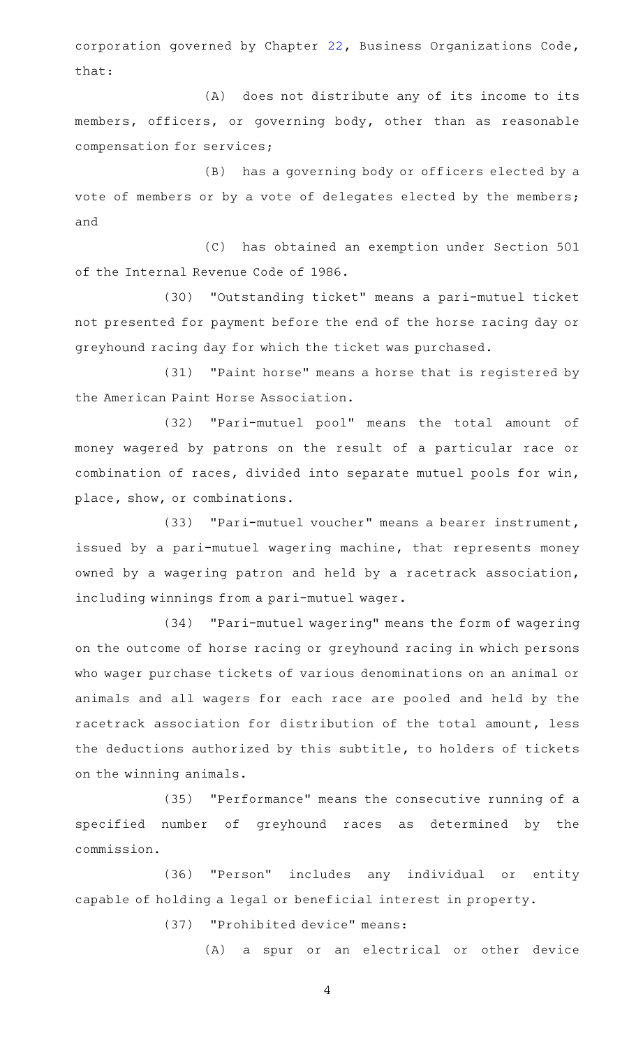corporation governed by Chapter 22, Business Organizations Code, that:

(A) does not distribute any of its income to its members, officers, or governing body, other than as reasonable compensation for services;

(B) has a governing body or officers elected by a vote of members or by a vote of delegates elected by the members; and

(C) has obtained an exemption under Section 501 of the Internal Revenue Code of 1986.

(30) "Outstanding ticket" means a pari-mutuel ticket not presented for payment before the end of the horse racing day or greyhound racing day for which the ticket was purchased.

(31) "Paint horse" means a horse that is registered by the American Paint Horse Association.

(32) "Pari-mutuel pool" means the total amount of money wagered by patrons on the result of a particular race or combination of races, divided into separate mutuel pools for win, place, show, or combinations.

(33) "Pari-mutuel voucher" means a bearer instrument, issued by a pari-mutuel wagering machine, that represents money owned by a wagering patron and held by a racetrack association, including winnings from a pari-mutuel wager.

(34) "Pari-mutuel wagering" means the form of wagering on the outcome of horse racing or greyhound racing in which persons who wager purchase tickets of various denominations on an animal or animals and all wagers for each race are pooled and held by the racetrack association for distribution of the total amount, less the deductions authorized by this subtitle, to holders of tickets on the winning animals.

(35) "Performance" means the consecutive running of a specified number of greyhound races as determined by the commission.

(36) "Person" includes any individual or entity capable of holding a legal or beneficial interest in property.

(37) "Prohibited device" means:

(A) a spur or an electrical or other device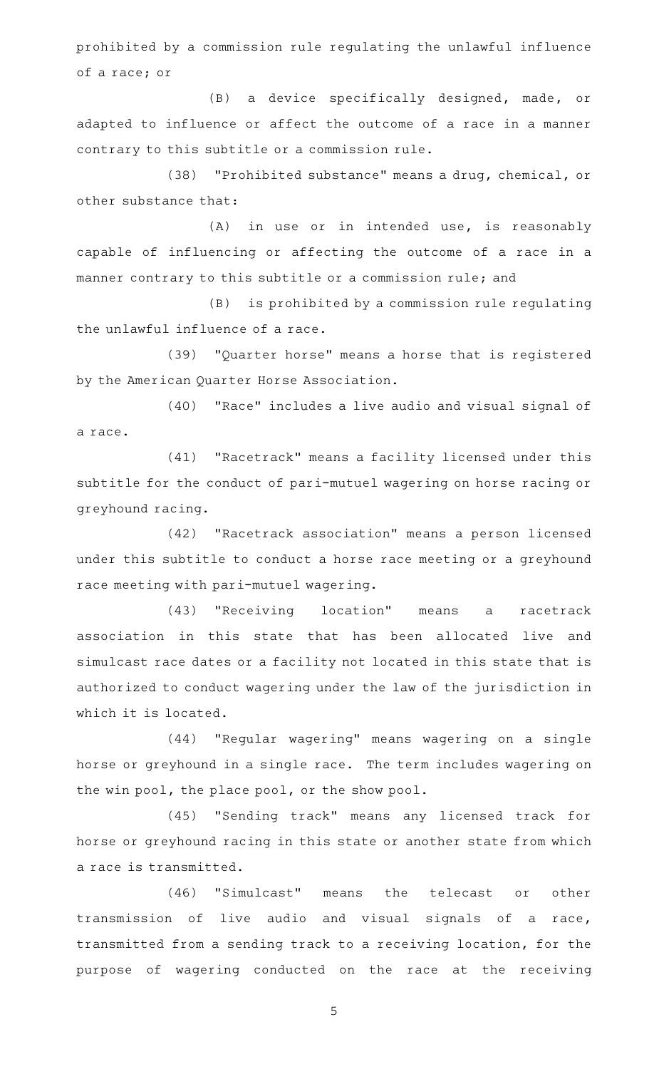prohibited by a commission rule regulating the unlawful influence of a race; or

(B) a device specifically designed, made, or adapted to influence or affect the outcome of a race in a manner contrary to this subtitle or a commission rule.

(38) "Prohibited substance" means a drug, chemical, or other substance that:

(A) in use or in intended use, is reasonably capable of influencing or affecting the outcome of a race in a manner contrary to this subtitle or a commission rule; and

(B) is prohibited by a commission rule regulating the unlawful influence of a race.

(39) "Quarter horse" means a horse that is registered by the American Quarter Horse Association.

(40) "Race" includes a live audio and visual signal of a race.

(41) "Racetrack" means a facility licensed under this subtitle for the conduct of pari-mutuel wagering on horse racing or greyhound racing.

(42) "Racetrack association" means a person licensed under this subtitle to conduct a horse race meeting or a greyhound race meeting with pari-mutuel wagering.

(43) "Receiving location" means a racetrack association in this state that has been allocated live and simulcast race dates or a facility not located in this state that is authorized to conduct wagering under the law of the jurisdiction in which it is located.

(44) "Regular wagering" means wagering on a single horse or greyhound in a single race. The term includes wagering on the win pool, the place pool, or the show pool.

(45) "Sending track" means any licensed track for horse or greyhound racing in this state or another state from which a race is transmitted.

(46) "Simulcast" means the telecast or other transmission of live audio and visual signals of a race, transmitted from a sending track to a receiving location, for the purpose of wagering conducted on the race at the receiving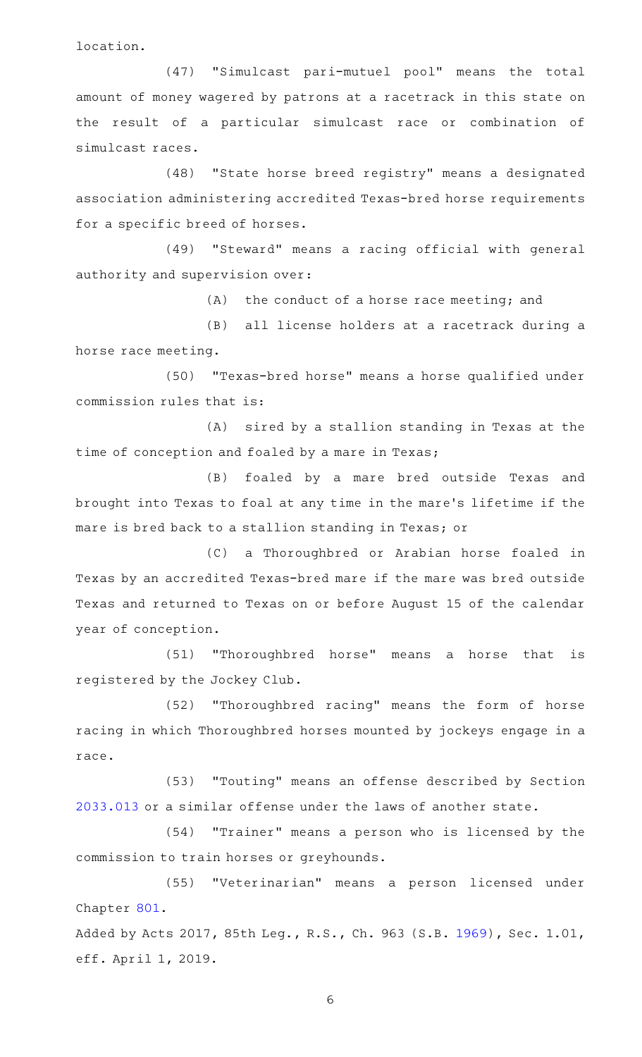location.

(47) "Simulcast pari-mutuel pool" means the total amount of money wagered by patrons at a racetrack in this state on the result of a particular simulcast race or combination of simulcast races.

(48) "State horse breed registry" means a designated association administering accredited Texas-bred horse requirements for a specific breed of horses.

(49) "Steward" means a racing official with general authority and supervision over:

(A) the conduct of a horse race meeting; and

(B) all license holders at a racetrack during a horse race meeting.

(50) "Texas-bred horse" means a horse qualified under commission rules that is:

(A) sired by a stallion standing in Texas at the time of conception and foaled by a mare in Texas;

(B) foaled by a mare bred outside Texas and brought into Texas to foal at any time in the mare's lifetime if the mare is bred back to a stallion standing in Texas; or

(C) a Thoroughbred or Arabian horse foaled in Texas by an accredited Texas-bred mare if the mare was bred outside Texas and returned to Texas on or before August 15 of the calendar year of conception.

(51) "Thoroughbred horse" means a horse that is registered by the Jockey Club.

(52) "Thoroughbred racing" means the form of horse racing in which Thoroughbred horses mounted by jockeys engage in a race.

(53) "Touting" means an offense described by Section 2033.013 or a similar offense under the laws of another state.

(54) "Trainer" means a person who is licensed by the commission to train horses or greyhounds.

(55) "Veterinarian" means a person licensed under Chapter 801.

Added by Acts 2017, 85th Leg., R.S., Ch. 963 (S.B. 1969), Sec. 1.01, eff. April 1, 2019.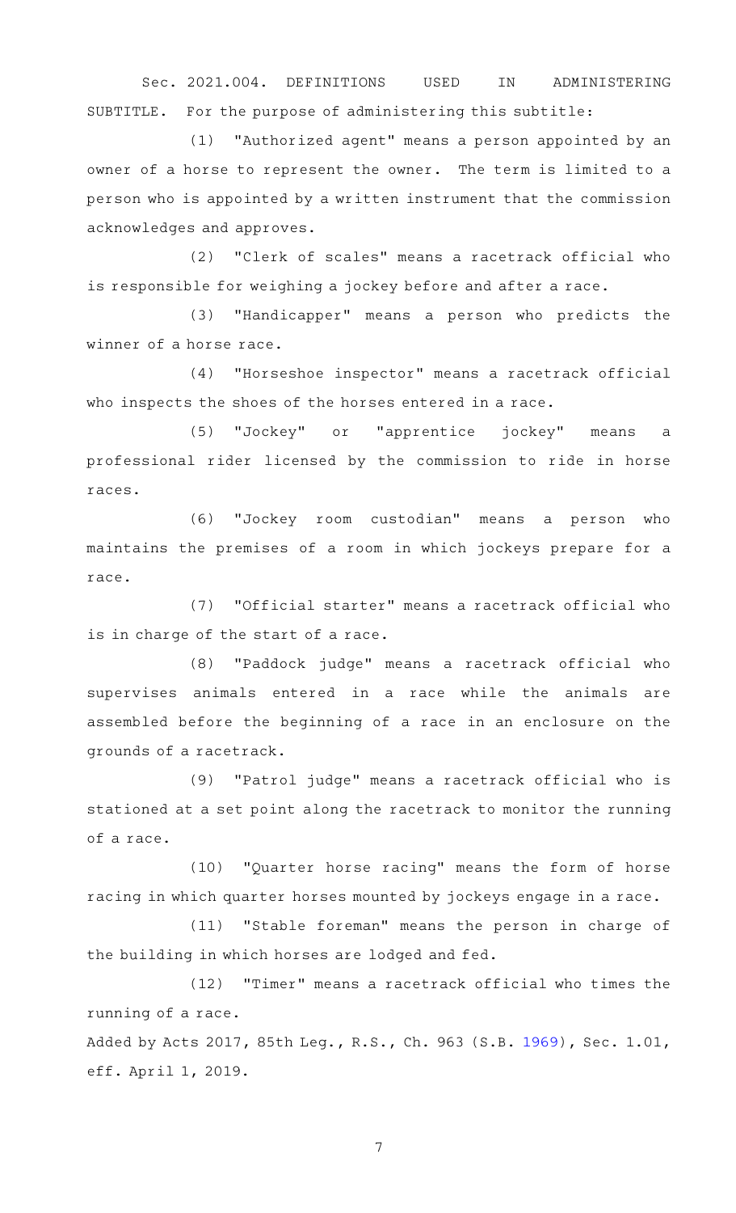Sec. 2021.004. DEFINITIONS USED IN ADMINISTERING SUBTITLE. For the purpose of administering this subtitle:

(1) "Authorized agent" means a person appointed by an owner of a horse to represent the owner. The term is limited to a person who is appointed by a written instrument that the commission acknowledges and approves.

(2) "Clerk of scales" means a racetrack official who is responsible for weighing a jockey before and after a race.

(3) "Handicapper" means a person who predicts the winner of a horse race.

(4) "Horseshoe inspector" means a racetrack official who inspects the shoes of the horses entered in a race.

(5) "Jockey" or "apprentice jockey" means a professional rider licensed by the commission to ride in horse races.

(6) "Jockey room custodian" means a person who maintains the premises of a room in which jockeys prepare for a race.

(7) "Official starter" means a racetrack official who is in charge of the start of a race.

(8) "Paddock judge" means a racetrack official who supervises animals entered in a race while the animals are assembled before the beginning of a race in an enclosure on the grounds of a racetrack.

(9) "Patrol judge" means a racetrack official who is stationed at a set point along the racetrack to monitor the running of a race.

(10) "Quarter horse racing" means the form of horse racing in which quarter horses mounted by jockeys engage in a race.

(11) "Stable foreman" means the person in charge of the building in which horses are lodged and fed.

(12) "Timer" means a racetrack official who times the running of a race.

Added by Acts 2017, 85th Leg., R.S., Ch. 963 (S.B. 1969), Sec. 1.01, eff. April 1, 2019.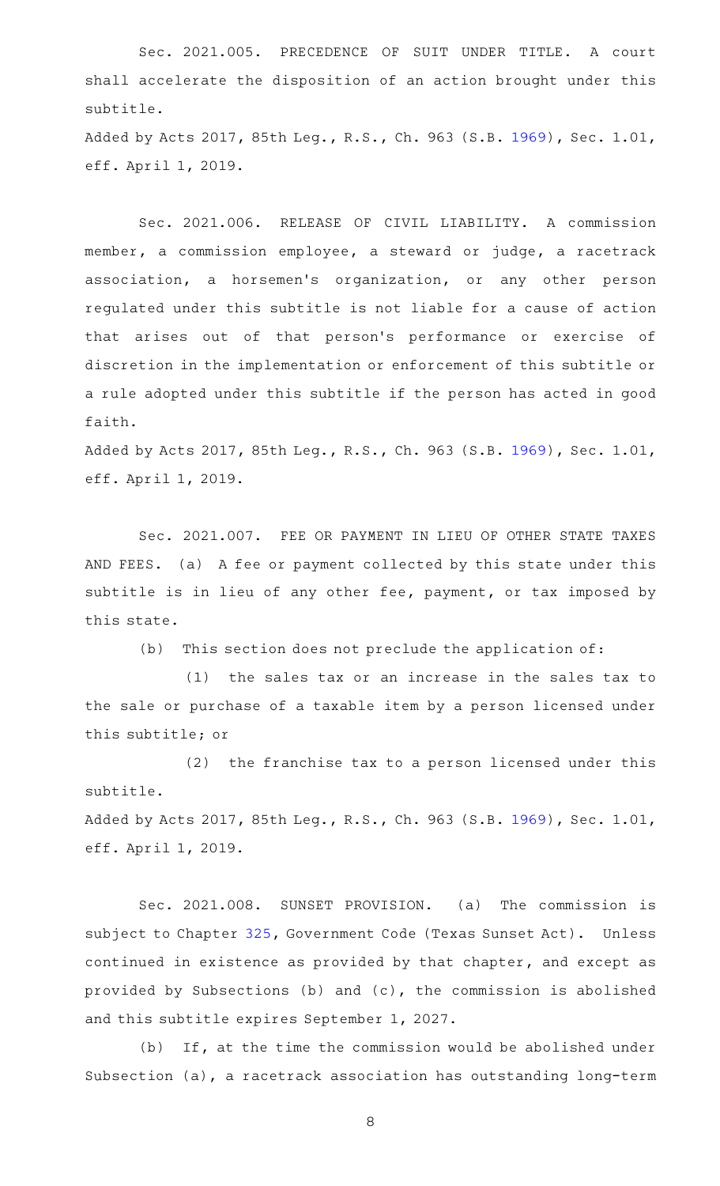Sec. 2021.005. PRECEDENCE OF SUIT UNDER TITLE. A court shall accelerate the disposition of an action brought under this subtitle.

Added by Acts 2017, 85th Leg., R.S., Ch. 963 (S.B. 1969), Sec. 1.01, eff. April 1, 2019.

Sec. 2021.006. RELEASE OF CIVIL LIABILITY. A commission member, a commission employee, a steward or judge, a racetrack association, a horsemen's organization, or any other person regulated under this subtitle is not liable for a cause of action that arises out of that person's performance or exercise of discretion in the implementation or enforcement of this subtitle or a rule adopted under this subtitle if the person has acted in good faith.

Added by Acts 2017, 85th Leg., R.S., Ch. 963 (S.B. 1969), Sec. 1.01, eff. April 1, 2019.

Sec. 2021.007. FEE OR PAYMENT IN LIEU OF OTHER STATE TAXES AND FEES. (a) A fee or payment collected by this state under this subtitle is in lieu of any other fee, payment, or tax imposed by this state.

(b) This section does not preclude the application of:

(1) the sales tax or an increase in the sales tax to the sale or purchase of a taxable item by a person licensed under this subtitle; or

(2) the franchise tax to a person licensed under this subtitle.

Added by Acts 2017, 85th Leg., R.S., Ch. 963 (S.B. 1969), Sec. 1.01, eff. April 1, 2019.

Sec. 2021.008. SUNSET PROVISION. (a) The commission is subject to Chapter 325, Government Code (Texas Sunset Act). Unless continued in existence as provided by that chapter, and except as provided by Subsections (b) and (c), the commission is abolished and this subtitle expires September 1, 2027.

(b) If, at the time the commission would be abolished under Subsection (a), a racetrack association has outstanding long-term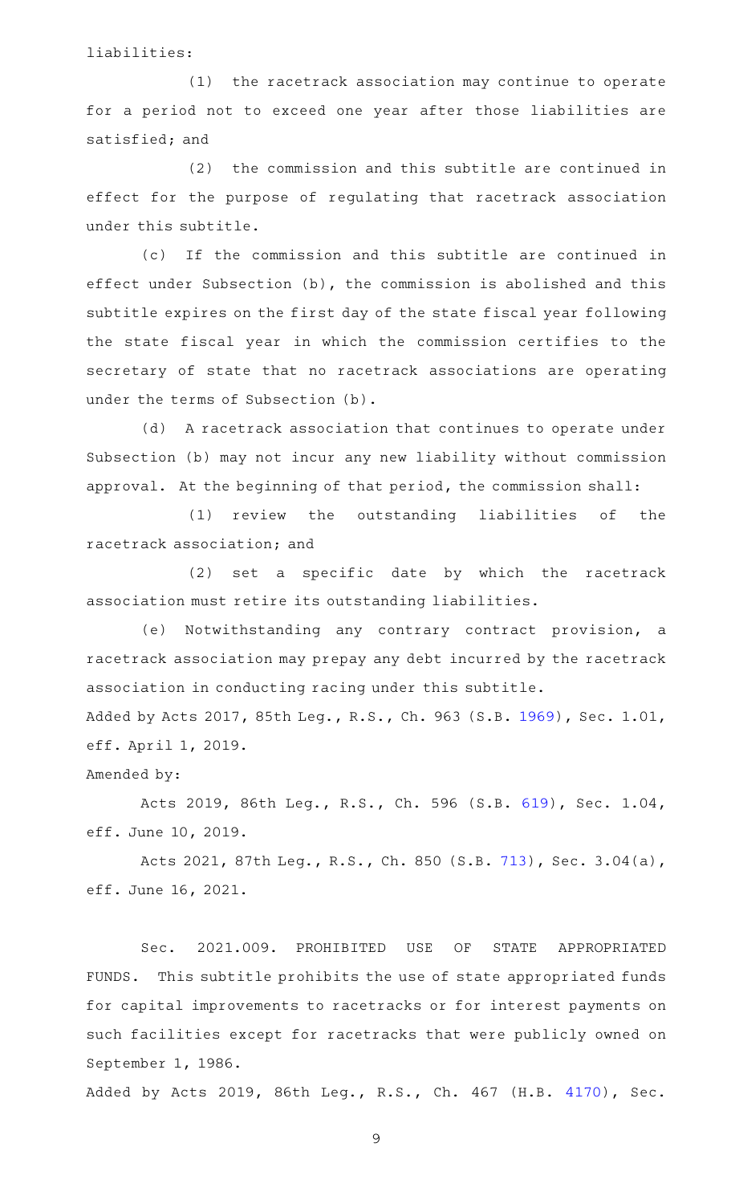liabilities:

(1) the racetrack association may continue to operate for a period not to exceed one year after those liabilities are satisfied; and

(2) the commission and this subtitle are continued in effect for the purpose of regulating that racetrack association under this subtitle.

(c) If the commission and this subtitle are continued in effect under Subsection (b), the commission is abolished and this subtitle expires on the first day of the state fiscal year following the state fiscal year in which the commission certifies to the secretary of state that no racetrack associations are operating under the terms of Subsection (b).

(d) A racetrack association that continues to operate under Subsection (b) may not incur any new liability without commission approval. At the beginning of that period, the commission shall:

(1) review the outstanding liabilities of the racetrack association; and

(2) set a specific date by which the racetrack association must retire its outstanding liabilities.

(e) Notwithstanding any contrary contract provision, a racetrack association may prepay any debt incurred by the racetrack association in conducting racing under this subtitle.

Added by Acts 2017, 85th Leg., R.S., Ch. 963 (S.B. 1969), Sec. 1.01, eff. April 1, 2019.

Amended by:

Acts 2019, 86th Leg., R.S., Ch. 596 (S.B. 619), Sec. 1.04, eff. June 10, 2019.

Acts 2021, 87th Leg., R.S., Ch. 850 (S.B. 713), Sec. 3.04(a), eff. June 16, 2021.

Sec. 2021.009. PROHIBITED USE OF STATE APPROPRIATED FUNDS. This subtitle prohibits the use of state appropriated funds for capital improvements to racetracks or for interest payments on such facilities except for racetracks that were publicly owned on September 1, 1986.

Added by Acts 2019, 86th Leg., R.S., Ch. 467 (H.B. 4170), Sec.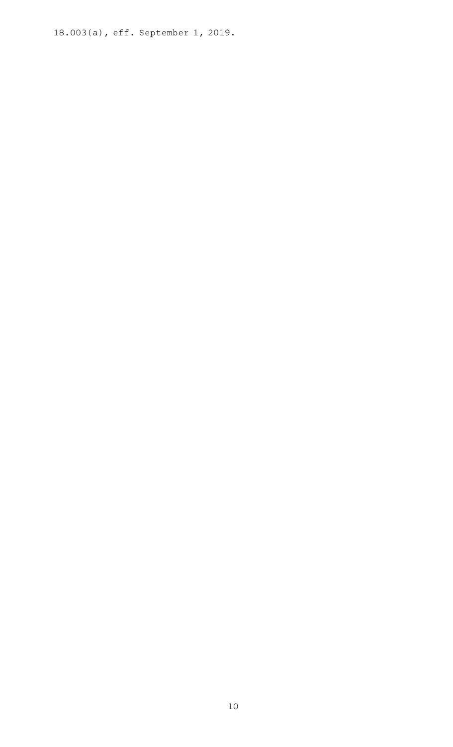18.003(a), eff. September 1, 2019.